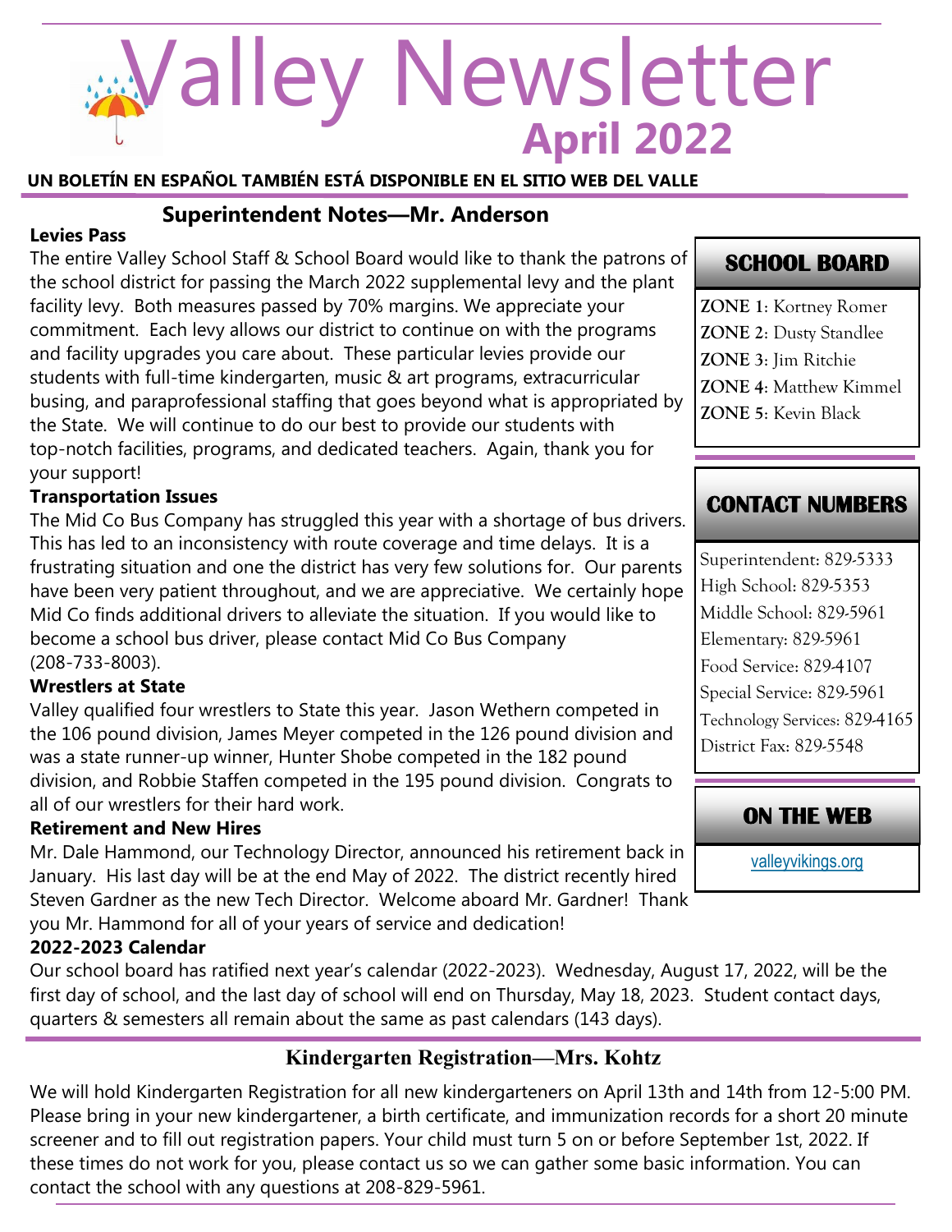# Valley Newsletter

## April 2022

**UN BOLETÍN EN ESPAÑOL TAMBIÉN ESTÁ DISPONIBLE EN EL SITIO WEB DEL VALLE**

## Superintendent Notes—Mr. Anderson

**Levies Pass**

The entire Valley School Staff & School Board would like to thank the patrons of the school district for passing the March 2022 supplemental levy and the plant facility levy. Both measures passed by 70% margins. We appreciate your commitment. Each levy allows our district to continue on with the programs and facility upgrades you care about. These particular levies provide our students with full-time kindergarten, music & art programs, extracurricular busing, and paraprofessional staffing that goes beyond what is appropriated by the State. We will continue to do our best to provide our students with top-notch facilities, programs, and dedicated teachers. Again, thank you for your support!

**Transportation Issues**

The Mid Co Bus Company has struggled this year with a shortage of bus drivers. This has led to an inconsistency with route coverage and time delays. It is a frustrating situation and one the district has very few solutions for. Our parents have been very patient throughout, and we are appreciative. We certainly hope Mid Co finds additional drivers to alleviate the situation. If you would like to become a school bus driver, please contact Mid Co Bus Company (208-733-8003).

**Wrestlers at State**

Valley qualified four wrestlers to State this year. Jason Wethern competed in the 106 pound division, James Meyer competed in the 126 pound division and was a state runner-up winner, Hunter Shobe competed in the 182 pound division, and Robbie Staffen competed in the 195 pound division. Congrats to all of our wrestlers for their hard work.

**Retirement and New Hires**

Mr. Dale Hammond, our Technology Director, announced his retirement back in January. His last day will be at the end May of 2022. The district recently hired Steven Gardner as the new Tech Director. Welcome aboard Mr. Gardner! Thank you Mr. Hammond for all of your years of service and dedication!

**2022-2023 Calendar**

Our school board has ratified next year's calendar (2022-2023). Wednesday, August 17, 2022, will be the first day of school, and the last day of school will end on Thursday, May 18, 2023. Student contact days, quarters & semesters all remain about the same as past calendars (143 days).

### SCHOOL BOARD

**ZONE 1**: Kortney Romer
**ZONE 2**: Dusty Standlee
**ZONE 3**: Jim Ritchie
**ZONE 4**: Matthew Kimmel
**ZONE 5**: Kevin Black

### CONTACT NUMBERS

Superintendent: 829-5333
High School: 829-5353
Middle School: 829-5961
Elementary: 829-5961
Food Service: 829-4107
Special Service: 829-5961
Technology Services: 829-4165
District Fax: 829-5548

### ON THE WEB

valleyvikings.org

## Kindergarten Registration—Mrs. Kohtz

We will hold Kindergarten Registration for all new kindergarteners on April 13th and 14th from 12-5:00 PM. Please bring in your new kindergartener, a birth certificate, and immunization records for a short 20 minute screener and to fill out registration papers. Your child must turn 5 on or before September 1st, 2022. If these times do not work for you, please contact us so we can gather some basic information. You can contact the school with any questions at 208-829-5961.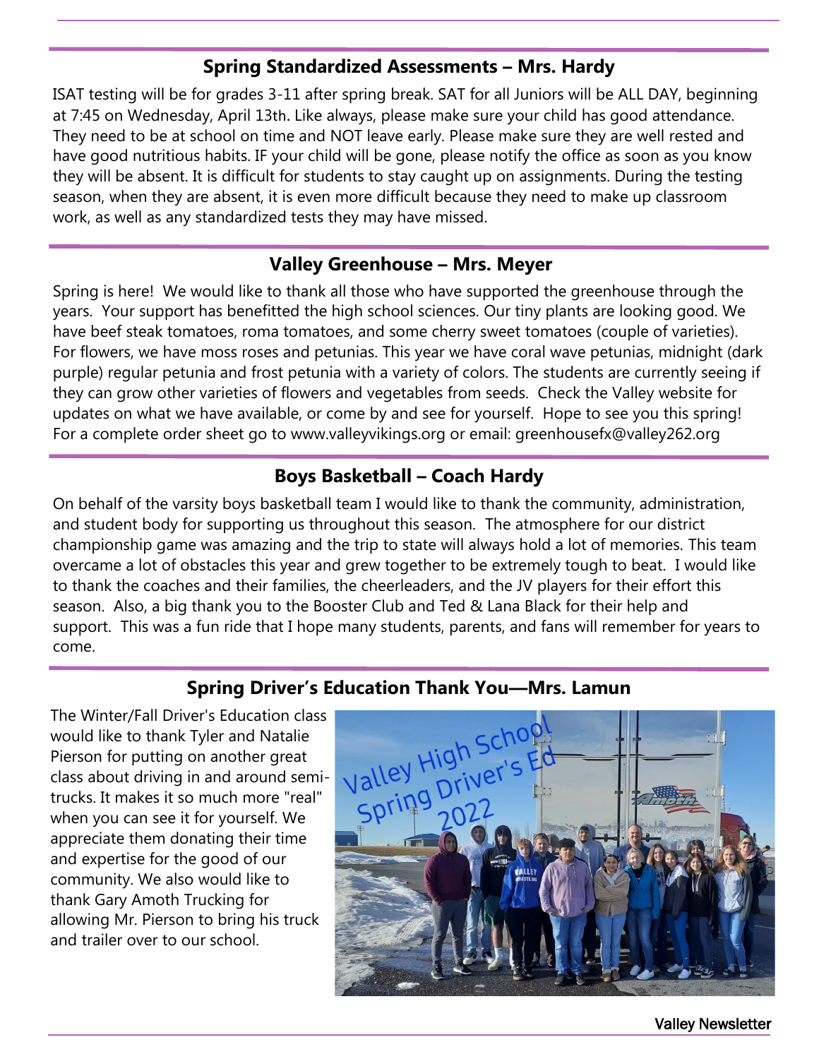## Spring Standardized Assessments – Mrs. Hardy

ISAT testing will be for grades 3-11 after spring break. SAT for all Juniors will be ALL DAY, beginning at 7:45 on Wednesday, April 13th. Like always, please make sure your child has good attendance. They need to be at school on time and NOT leave early. Please make sure they are well rested and have good nutritious habits. IF your child will be gone, please notify the office as soon as you know they will be absent. It is difficult for students to stay caught up on assignments. During the testing season, when they are absent, it is even more difficult because they need to make up classroom work, as well as any standardized tests they may have missed.

## Valley Greenhouse – Mrs. Meyer

Spring is here! We would like to thank all those who have supported the greenhouse through the years. Your support has benefitted the high school sciences. Our tiny plants are looking good. We have beef steak tomatoes, roma tomatoes, and some cherry sweet tomatoes (couple of varieties). For flowers, we have moss roses and petunias. This year we have coral wave petunias, midnight (dark purple) regular petunia and frost petunia with a variety of colors. The students are currently seeing if they can grow other varieties of flowers and vegetables from seeds. Check the Valley website for updates on what we have available, or come by and see for yourself. Hope to see you this spring! For a complete order sheet go to www.valleyvikings.org or email: greenhousefx@valley262.org

## Boys Basketball – Coach Hardy

On behalf of the varsity boys basketball team I would like to thank the community, administration, and student body for supporting us throughout this season. The atmosphere for our district championship game was amazing and the trip to state will always hold a lot of memories. This team overcame a lot of obstacles this year and grew together to be extremely tough to beat. I would like to thank the coaches and their families, the cheerleaders, and the JV players for their effort this season. Also, a big thank you to the Booster Club and Ted & Lana Black for their help and support. This was a fun ride that I hope many students, parents, and fans will remember for years to come.

## Spring Driver's Education Thank You—Mrs. Lamun

The Winter/Fall Driver's Education class would like to thank Tyler and Natalie Pierson for putting on another great class about driving in and around semi-trucks. It makes it so much more "real" when you can see it for yourself. We appreciate them donating their time and expertise for the good of our community. We also would like to thank Gary Amoth Trucking for allowing Mr. Pierson to bring his truck and trailer over to our school.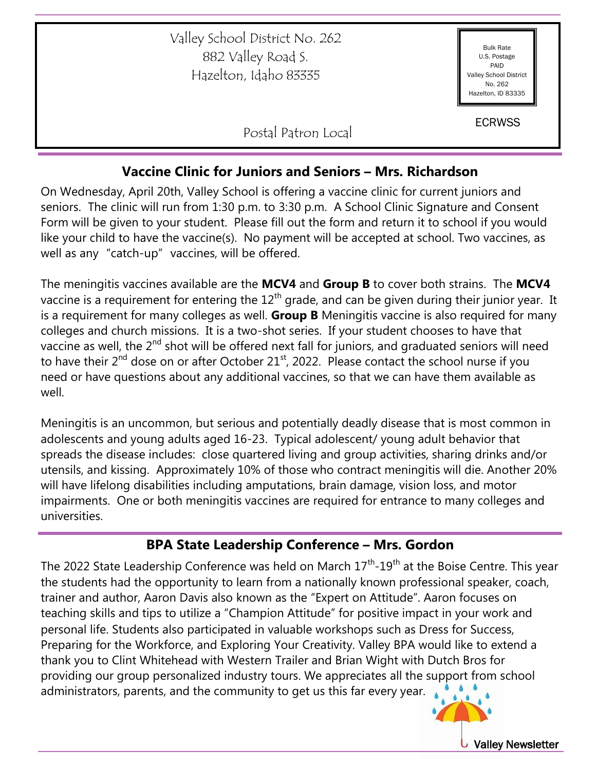Valley School District No. 262
882 Valley Road S.
Hazelton, Idaho 83335

Bulk Rate
U.S. Postage
PAID
Valley School District
No. 262
Hazelton, ID 83335

ECRWSS

Postal Patron Local

## Vaccine Clinic for Juniors and Seniors – Mrs. Richardson

On Wednesday, April 20th, Valley School is offering a vaccine clinic for current juniors and seniors. The clinic will run from 1:30 p.m. to 3:30 p.m. A School Clinic Signature and Consent Form will be given to your student. Please fill out the form and return it to school if you would like your child to have the vaccine(s). No payment will be accepted at school. Two vaccines, as well as any "catch-up" vaccines, will be offered.

The meningitis vaccines available are the **MCV4** and **Group B** to cover both strains. The **MCV4** vaccine is a requirement for entering the 12th grade, and can be given during their junior year. It is a requirement for many colleges as well. **Group B** Meningitis vaccine is also required for many colleges and church missions. It is a two-shot series. If your student chooses to have that vaccine as well, the 2nd shot will be offered next fall for juniors, and graduated seniors will need to have their 2nd dose on or after October 21st, 2022. Please contact the school nurse if you need or have questions about any additional vaccines, so that we can have them available as well.

Meningitis is an uncommon, but serious and potentially deadly disease that is most common in adolescents and young adults aged 16-23. Typical adolescent/ young adult behavior that spreads the disease includes: close quartered living and group activities, sharing drinks and/or utensils, and kissing. Approximately 10% of those who contract meningitis will die. Another 20% will have lifelong disabilities including amputations, brain damage, vision loss, and motor impairments. One or both meningitis vaccines are required for entrance to many colleges and universities.

## BPA State Leadership Conference – Mrs. Gordon

The 2022 State Leadership Conference was held on March 17th-19th at the Boise Centre. This year the students had the opportunity to learn from a nationally known professional speaker, coach, trainer and author, Aaron Davis also known as the "Expert on Attitude". Aaron focuses on teaching skills and tips to utilize a "Champion Attitude" for positive impact in your work and personal life. Students also participated in valuable workshops such as Dress for Success, Preparing for the Workforce, and Exploring Your Creativity. Valley BPA would like to extend a thank you to Clint Whitehead with Western Trailer and Brian Wight with Dutch Bros for providing our group personalized industry tours. We appreciates all the support from school administrators, parents, and the community to get us this far every year.